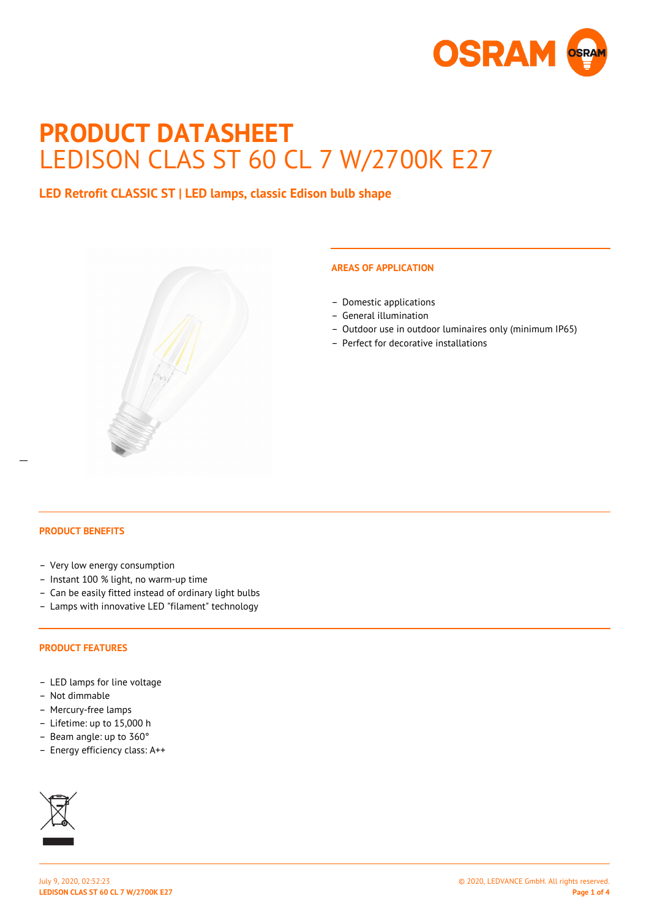# PRODUCT DATASHEET

## LEDISON CLAS ST 60 CL 7 W/2700K E27

**LED Retrofit CLASSIC ST | LED lamps, classic Edison bulb shape**

### AREAS OF APPLICATION

- Domestic applications
- General illumination
- Outdoor use in outdoor luminaires only (minimum IP65)
- Perfect for decorative installations

### PRODUCT BENEFITS

- Very low energy consumption
- Instant 100 % light, no warm-up time
- Can be easily fitted instead of ordinary light bulbs
- Lamps with innovative LED "filament" technology

### PRODUCT FEATURES

- LED lamps for line voltage
- Not dimmable
- Mercury-free lamps
- Lifetime: up to 15,000 h
- Beam angle: up to 360°
- Energy efficiency class: A++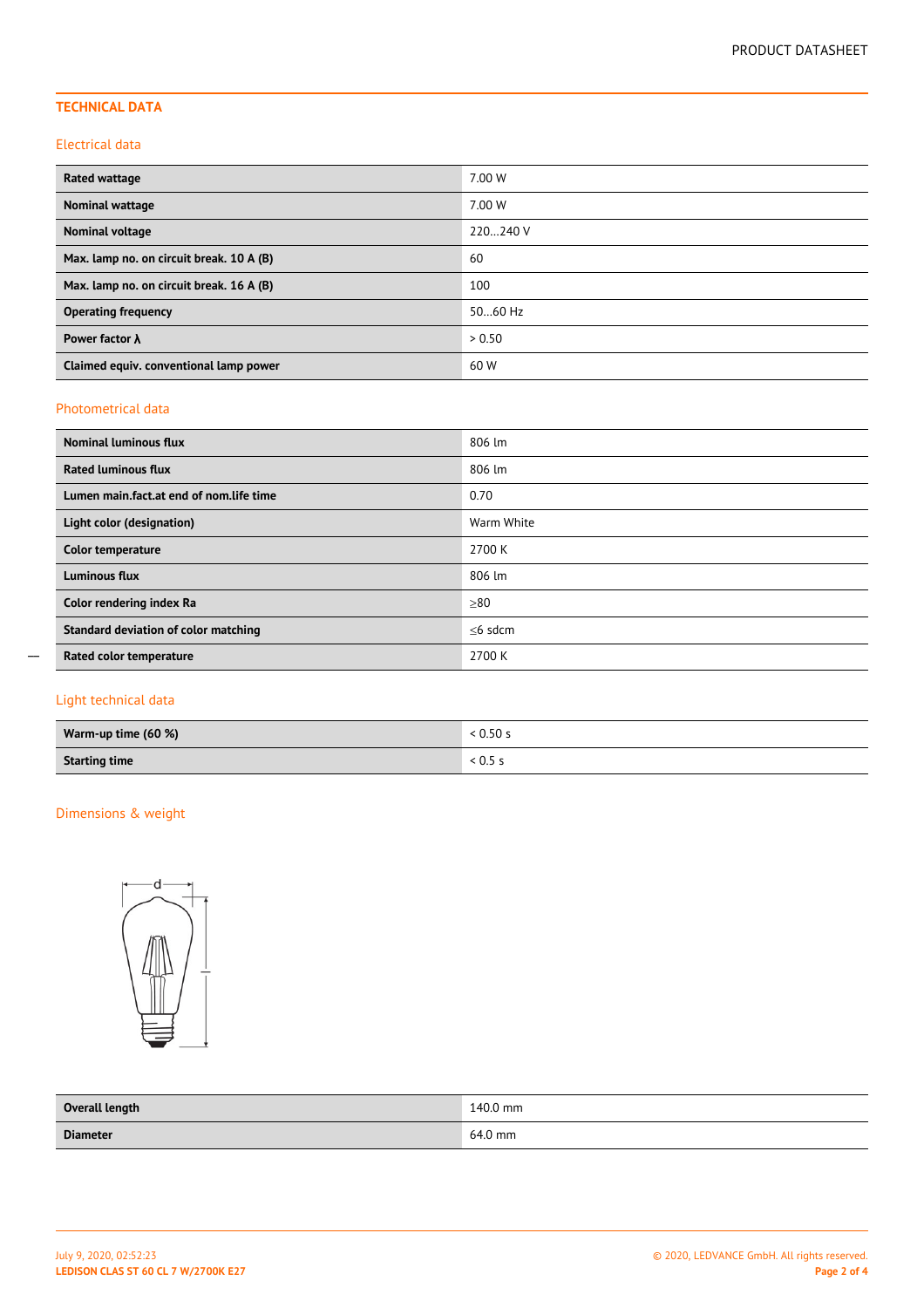## TECHNICAL DATA

### Electrical data

| | |
|---|---|
| **Rated wattage** | 7.00 W |
| **Nominal wattage** | 7.00 W |
| **Nominal voltage** | 220…240 V |
| **Max. lamp no. on circuit break. 10 A (B)** | 60 |
| **Max. lamp no. on circuit break. 16 A (B)** | 100 |
| **Operating frequency** | 50…60 Hz |
| **Power factor λ** | > 0.50 |
| **Claimed equiv. conventional lamp power** | 60 W |

### Photometrical data

| | |
|---|---|
| **Nominal luminous flux** | 806 lm |
| **Rated luminous flux** | 806 lm |
| **Lumen main.fact.at end of nom.life time** | 0.70 |
| **Light color (designation)** | Warm White |
| **Color temperature** | 2700 K |
| **Luminous flux** | 806 lm |
| **Color rendering index Ra** | ≥80 |
| **Standard deviation of color matching** | ≤6 sdcm |
| **Rated color temperature** | 2700 K |

### Light technical data

| | |
|---|---|
| **Warm-up time (60 %)** | < 0.50 s |
| **Starting time** | < 0.5 s |

### Dimensions & weight

| | |
|---|---|
| **Overall length** | 140.0 mm |
| **Diameter** | 64.0 mm |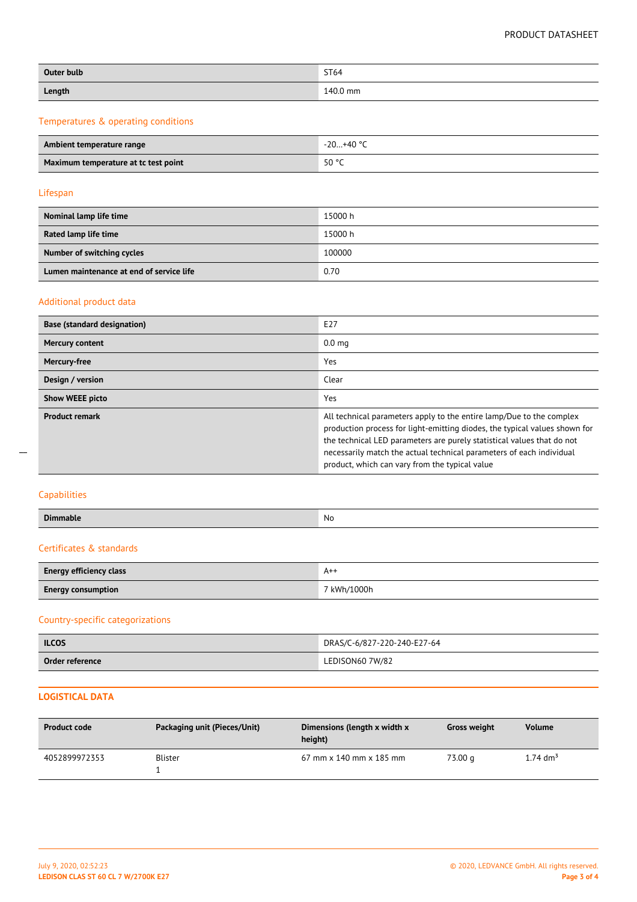| | |
|---|---|
| **Outer bulb** | ST64 |
| **Length** | 140.0 mm |

## Temperatures & operating conditions

| | |
|---|---|
| **Ambient temperature range** | -20…+40 °C |
| **Maximum temperature at tc test point** | 50 °C |

## Lifespan

| | |
|---|---|
| **Nominal lamp life time** | 15000 h |
| **Rated lamp life time** | 15000 h |
| **Number of switching cycles** | 100000 |
| **Lumen maintenance at end of service life** | 0.70 |

## Additional product data

| | |
|---|---|
| **Base (standard designation)** | E27 |
| **Mercury content** | 0.0 mg |
| **Mercury-free** | Yes |
| **Design / version** | Clear |
| **Show WEEE picto** | Yes |
| **Product remark** | All technical parameters apply to the entire lamp/Due to the complex production process for light-emitting diodes, the typical values shown for the technical LED parameters are purely statistical values that do not necessarily match the actual technical parameters of each individual product, which can vary from the typical value |

## Capabilities

| | |
|---|---|
| **Dimmable** | No |

## Certificates & standards

| | |
|---|---|
| **Energy efficiency class** | A++ |
| **Energy consumption** | 7 kWh/1000h |

## Country-specific categorizations

| | |
|---|---|
| **ILCOS** | DRAS/C-6/827-220-240-E27-64 |
| **Order reference** | LEDISON60 7W/82 |

## LOGISTICAL DATA

| Product code | Packaging unit (Pieces/Unit) | Dimensions (length x width x height) | Gross weight | Volume |
|---|---|---|---|---|
| 4052899972353 | Blister 1 | 67 mm x 140 mm x 185 mm | 73.00 g | 1.74 $dm^3$ |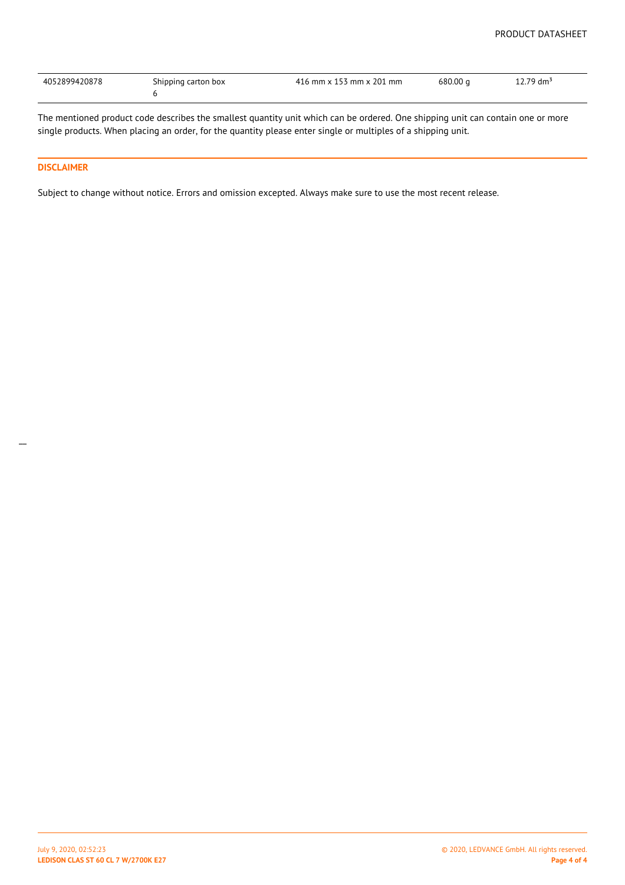| | | | | |
|---|---|---|---|---|
| 4052899420878 | Shipping carton box 6 | 416 mm x 153 mm x 201 mm | 680.00 g | 12.79 dm³ |

The mentioned product code describes the smallest quantity unit which can be ordered. One shipping unit can contain one or more single products. When placing an order, for the quantity please enter single or multiples of a shipping unit.

## DISCLAIMER

Subject to change without notice. Errors and omission excepted. Always make sure to use the most recent release.